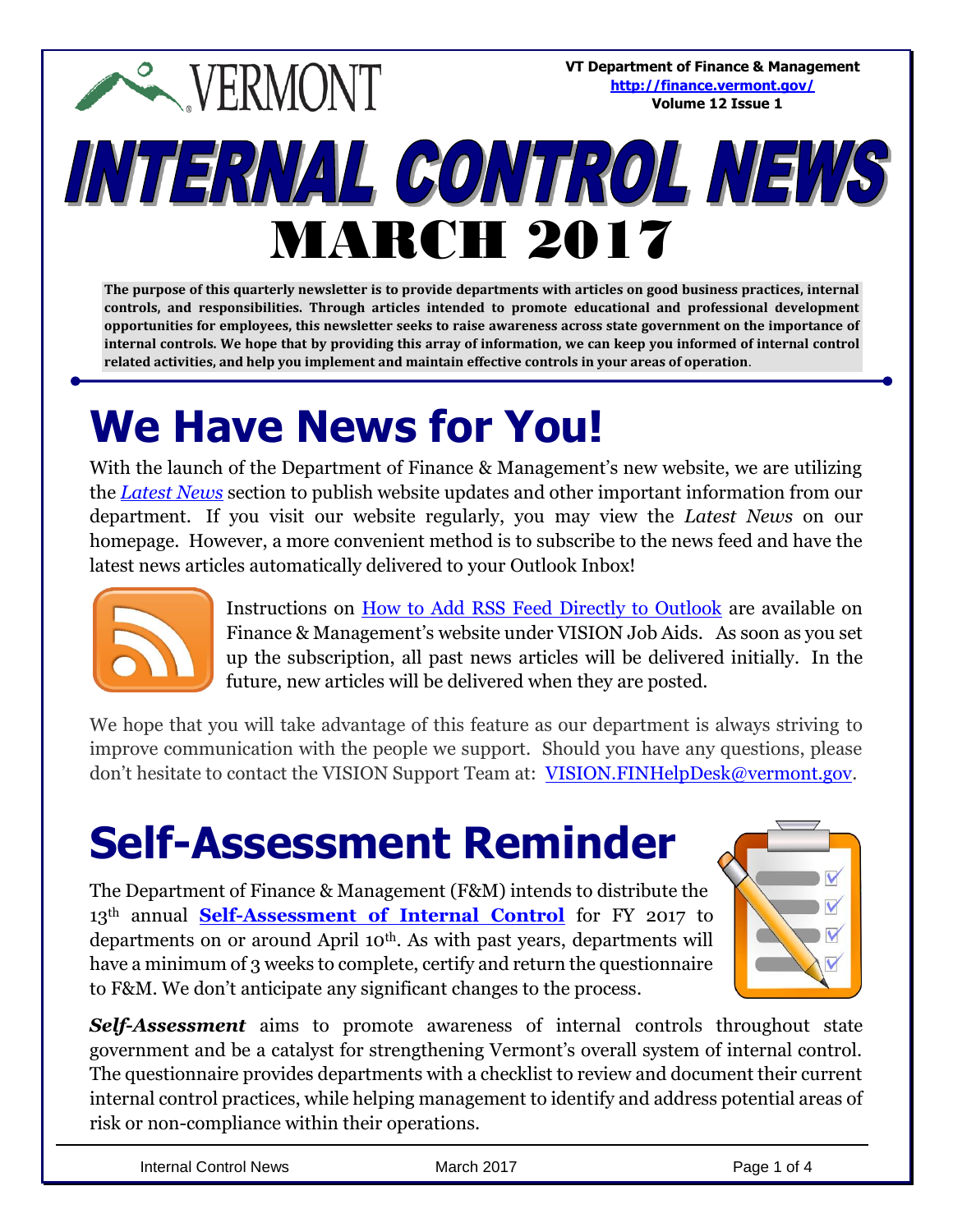VT Department of Finance & Management
http://finance.vermont.gov/
Volume 12 Issue 1

# INTERNAL CONTROL NEWS
# MARCH 2017

**The purpose of this quarterly newsletter is to provide departments with articles on good business practices, internal controls, and responsibilities. Through articles intended to promote educational and professional development opportunities for employees, this newsletter seeks to raise awareness across state government on the importance of internal controls. We hope that by providing this array of information, we can keep you informed of internal control related activities, and help you implement and maintain effective controls in your areas of operation**.

## We Have News for You!

With the launch of the Department of Finance & Management's new website, we are utilizing the *Latest News* section to publish website updates and other important information from our department. If you visit our website regularly, you may view the *Latest News* on our homepage. However, a more convenient method is to subscribe to the news feed and have the latest news articles automatically delivered to your Outlook Inbox!

Instructions on How to Add RSS Feed Directly to Outlook are available on Finance & Management's website under VISION Job Aids. As soon as you set up the subscription, all past news articles will be delivered initially. In the future, new articles will be delivered when they are posted.

We hope that you will take advantage of this feature as our department is always striving to improve communication with the people we support. Should you have any questions, please don't hesitate to contact the VISION Support Team at: VISION.FINHelpDesk@vermont.gov.

## Self-Assessment Reminder

The Department of Finance & Management (F&M) intends to distribute the 13th annual **Self-Assessment of Internal Control** for FY 2017 to departments on or around April 10th. As with past years, departments will have a minimum of 3 weeks to complete, certify and return the questionnaire to F&M. We don't anticipate any significant changes to the process.

***Self-Assessment*** aims to promote awareness of internal controls throughout state government and be a catalyst for strengthening Vermont's overall system of internal control. The questionnaire provides departments with a checklist to review and document their current internal control practices, while helping management to identify and address potential areas of risk or non-compliance within their operations.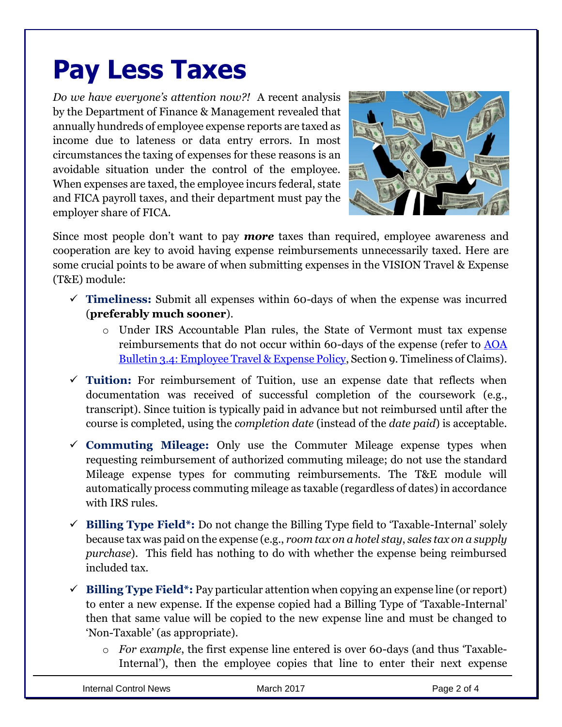# Pay Less Taxes

*Do we have everyone's attention now?!* A recent analysis by the Department of Finance & Management revealed that annually hundreds of employee expense reports are taxed as income due to lateness or data entry errors. In most circumstances the taxing of expenses for these reasons is an avoidable situation under the control of the employee. When expenses are taxed, the employee incurs federal, state and FICA payroll taxes, and their department must pay the employer share of FICA.

Since most people don't want to pay ***more*** taxes than required, employee awareness and cooperation are key to avoid having expense reimbursements unnecessarily taxed. Here are some crucial points to be aware of when submitting expenses in the VISION Travel & Expense (T&E) module:

- ✓ **Timeliness:** Submit all expenses within 60-days of when the expense was incurred (**preferably much sooner**).
  - Under IRS Accountable Plan rules, the State of Vermont must tax expense reimbursements that do not occur within 60-days of the expense (refer to [AOA Bulletin 3.4: Employee Travel & Expense Policy](), Section 9. Timeliness of Claims).
- ✓ **Tuition:** For reimbursement of Tuition, use an expense date that reflects when documentation was received of successful completion of the coursework (e.g., transcript). Since tuition is typically paid in advance but not reimbursed until after the course is completed, using the *completion date* (instead of the *date paid*) is acceptable.
- ✓ **Commuting Mileage:** Only use the Commuter Mileage expense types when requesting reimbursement of authorized commuting mileage; do not use the standard Mileage expense types for commuting reimbursements. The T&E module will automatically process commuting mileage as taxable (regardless of dates) in accordance with IRS rules.
- ✓ **Billing Type Field*:** Do not change the Billing Type field to 'Taxable-Internal' solely because tax was paid on the expense (e.g., *room tax on a hotel stay*, *sales tax on a supply purchase*). This field has nothing to do with whether the expense being reimbursed included tax.
- ✓ **Billing Type Field*:** Pay particular attention when copying an expense line (or report) to enter a new expense. If the expense copied had a Billing Type of 'Taxable-Internal' then that same value will be copied to the new expense line and must be changed to 'Non-Taxable' (as appropriate).
  - *For example*, the first expense line entered is over 60-days (and thus 'Taxable-Internal'), then the employee copies that line to enter their next expense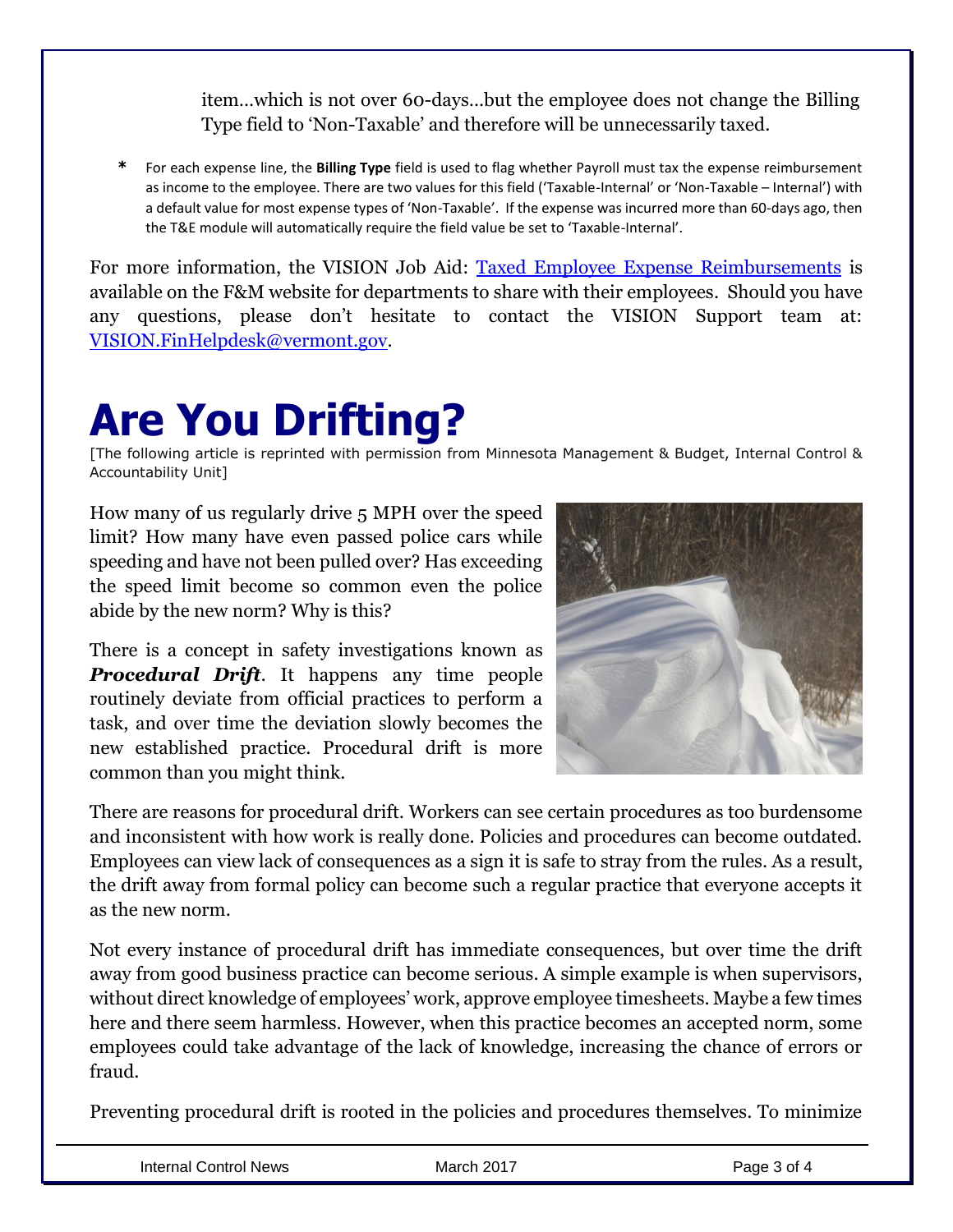item…which is not over 60-days…but the employee does not change the Billing Type field to 'Non-Taxable' and therefore will be unnecessarily taxed.

* For each expense line, the **Billing Type** field is used to flag whether Payroll must tax the expense reimbursement as income to the employee. There are two values for this field ('Taxable-Internal' or 'Non-Taxable – Internal') with a default value for most expense types of 'Non-Taxable'. If the expense was incurred more than 60-days ago, then the T&E module will automatically require the field value be set to 'Taxable-Internal'.

For more information, the VISION Job Aid: Taxed Employee Expense Reimbursements is available on the F&M website for departments to share with their employees. Should you have any questions, please don't hesitate to contact the VISION Support team at: VISION.FinHelpdesk@vermont.gov.

# Are You Drifting?

[The following article is reprinted with permission from Minnesota Management & Budget, Internal Control & Accountability Unit]

How many of us regularly drive 5 MPH over the speed limit? How many have even passed police cars while speeding and have not been pulled over? Has exceeding the speed limit become so common even the police abide by the new norm? Why is this?

There is a concept in safety investigations known as ***Procedural Drift***. It happens any time people routinely deviate from official practices to perform a task, and over time the deviation slowly becomes the new established practice. Procedural drift is more common than you might think.

There are reasons for procedural drift. Workers can see certain procedures as too burdensome and inconsistent with how work is really done. Policies and procedures can become outdated. Employees can view lack of consequences as a sign it is safe to stray from the rules. As a result, the drift away from formal policy can become such a regular practice that everyone accepts it as the new norm.

Not every instance of procedural drift has immediate consequences, but over time the drift away from good business practice can become serious. A simple example is when supervisors, without direct knowledge of employees' work, approve employee timesheets. Maybe a few times here and there seem harmless. However, when this practice becomes an accepted norm, some employees could take advantage of the lack of knowledge, increasing the chance of errors or fraud.

Preventing procedural drift is rooted in the policies and procedures themselves. To minimize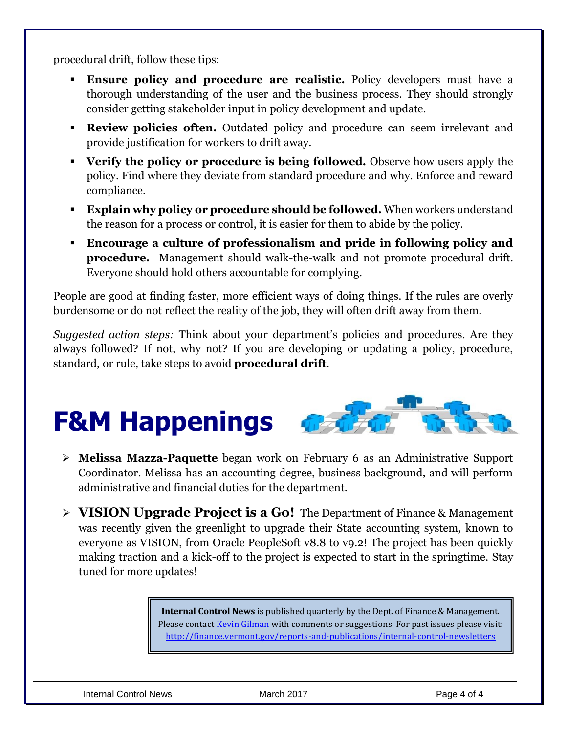procedural drift, follow these tips:

- **Ensure policy and procedure are realistic.** Policy developers must have a thorough understanding of the user and the business process. They should strongly consider getting stakeholder input in policy development and update.
- **Review policies often.** Outdated policy and procedure can seem irrelevant and provide justification for workers to drift away.
- **Verify the policy or procedure is being followed.** Observe how users apply the policy. Find where they deviate from standard procedure and why. Enforce and reward compliance.
- **Explain why policy or procedure should be followed.** When workers understand the reason for a process or control, it is easier for them to abide by the policy.
- **Encourage a culture of professionalism and pride in following policy and procedure.** Management should walk-the-walk and not promote procedural drift. Everyone should hold others accountable for complying.

People are good at finding faster, more efficient ways of doing things. If the rules are overly burdensome or do not reflect the reality of the job, they will often drift away from them.

*Suggested action steps:* Think about your department's policies and procedures. Are they always followed? If not, why not? If you are developing or updating a policy, procedure, standard, or rule, take steps to avoid **procedural drift**.

# F&M Happenings

- **Melissa Mazza-Paquette** began work on February 6 as an Administrative Support Coordinator. Melissa has an accounting degree, business background, and will perform administrative and financial duties for the department.
- **VISION Upgrade Project is a Go!** The Department of Finance & Management was recently given the greenlight to upgrade their State accounting system, known to everyone as VISION, from Oracle PeopleSoft v8.8 to v9.2! The project has been quickly making traction and a kick-off to the project is expected to start in the springtime. Stay tuned for more updates!

**Internal Control News** is published quarterly by the Dept. of Finance & Management. Please contact Kevin Gilman with comments or suggestions. For past issues please visit: http://finance.vermont.gov/reports-and-publications/internal-control-newsletters